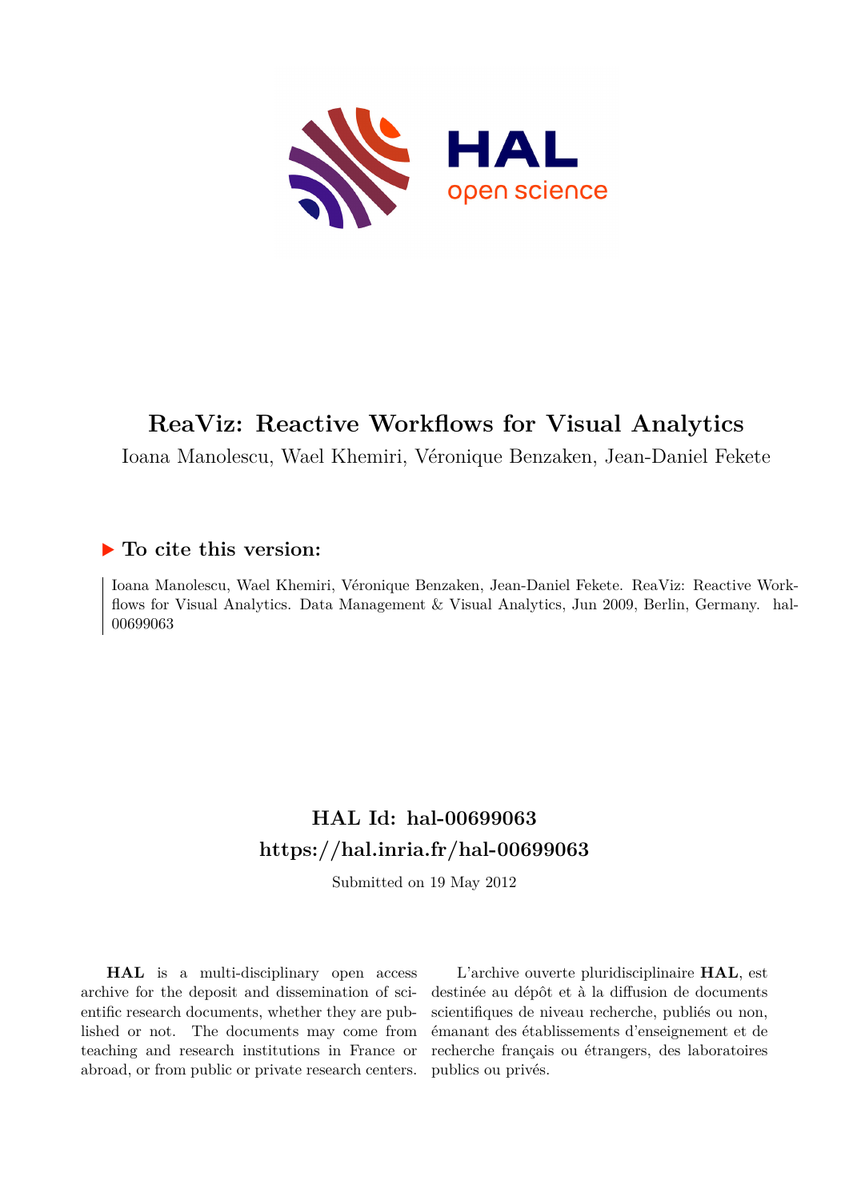# ReaViz: Reactive Workflows for Visual Analytics

Ioana Manolescu, Wael Khemiri, Véronique Benzaken, Jean-Daniel Fekete

## ▶ To cite this version:

Ioana Manolescu, Wael Khemiri, Véronique Benzaken, Jean-Daniel Fekete. ReaViz: Reactive Workflows for Visual Analytics. Data Management & Visual Analytics, Jun 2009, Berlin, Germany. hal-00699063

## HAL Id: hal-00699063

## https://hal.inria.fr/hal-00699063

Submitted on 19 May 2012

**HAL** is a multi-disciplinary open access archive for the deposit and dissemination of scientific research documents, whether they are published or not. The documents may come from teaching and research institutions in France or abroad, or from public or private research centers.

L'archive ouverte pluridisciplinaire **HAL**, est destinée au dépôt et à la diffusion de documents scientifiques de niveau recherche, publiés ou non, émanant des établissements d'enseignement et de recherche français ou étrangers, des laboratoires publics ou privés.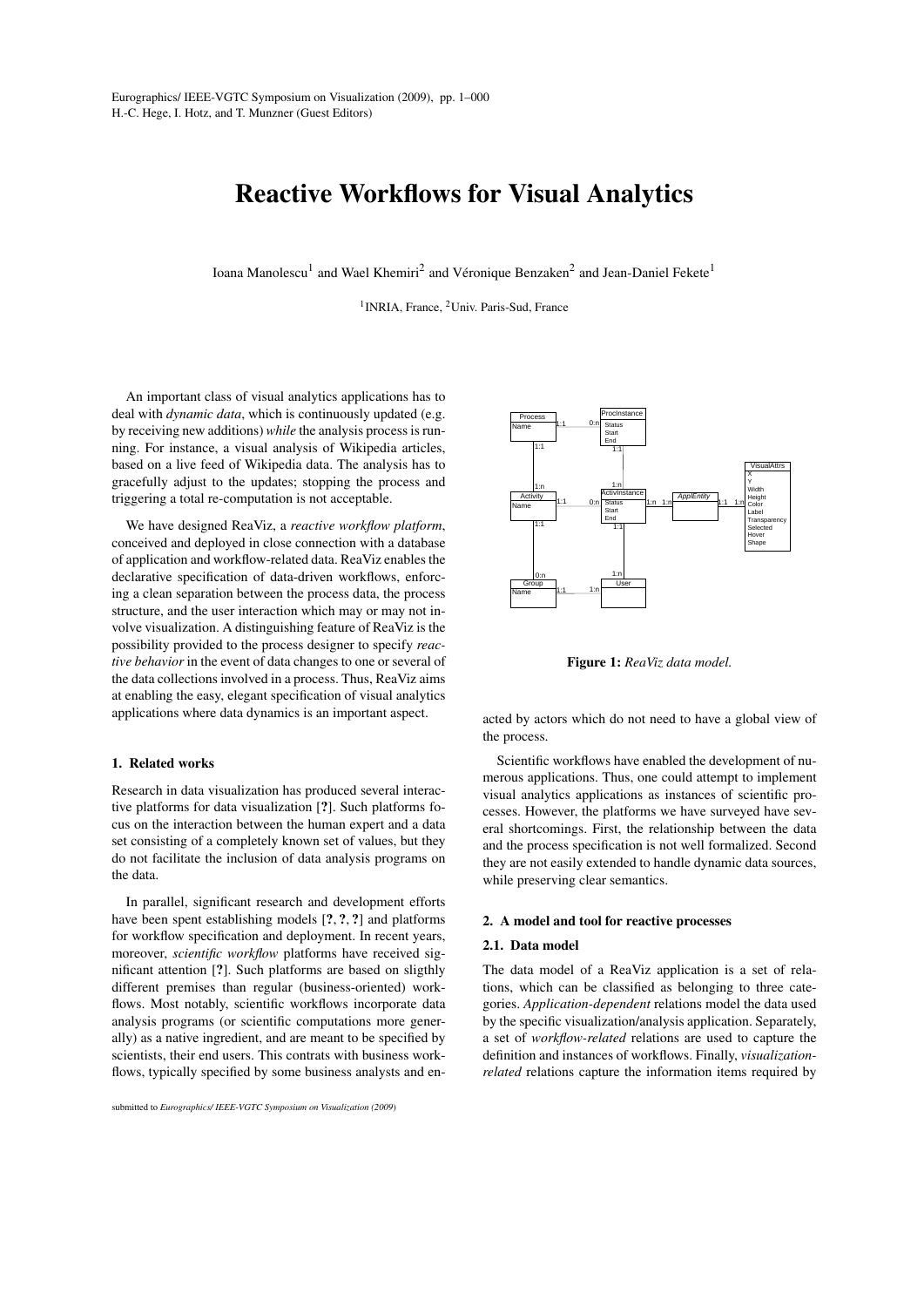# Reactive Workflows for Visual Analytics

Ioana Manolescu[1] and Wael Khemiri[2] and Véronique Benzaken[2] and Jean-Daniel Fekete[1]

[1]INRIA, France, [2]Univ. Paris-Sud, France

An important class of visual analytics applications has to deal with *dynamic data*, which is continuously updated (e.g. by receiving new additions) *while* the analysis process is running. For instance, a visual analysis of Wikipedia articles, based on a live feed of Wikipedia data. The analysis has to gracefully adjust to the updates; stopping the process and triggering a total re-computation is not acceptable.

We have designed ReaViz, a *reactive workflow platform*, conceived and deployed in close connection with a database of application and workflow-related data. ReaViz enables the declarative specification of data-driven workflows, enforcing a clean separation between the process data, the process structure, and the user interaction which may or may not involve visualization. A distinguishing feature of ReaViz is the possibility provided to the process designer to specify *reactive behavior* in the event of data changes to one or several of the data collections involved in a process. Thus, ReaViz aims at enabling the easy, elegant specification of visual analytics applications where data dynamics is an important aspect.

## 1. Related works

Research in data visualization has produced several interactive platforms for data visualization [?]. Such platforms focus on the interaction between the human expert and a data set consisting of a completely known set of values, but they do not facilitate the inclusion of data analysis programs on the data.

In parallel, significant research and development efforts have been spent establishing models [?, ?, ?] and platforms for workflow specification and deployment. In recent years, moreover, *scientific workflow* platforms have received significant attention [?]. Such platforms are based on sligthly different premises than regular (business-oriented) workflows. Most notably, scientific workflows incorporate data analysis programs (or scientific computations more generally) as a native ingredient, and are meant to be specified by scientists, their end users. This contrats with business workflows, typically specified by some business analysts and enacted by actors which do not need to have a global view of the process.

Scientific workflows have enabled the development of numerous applications. Thus, one could attempt to implement visual analytics applications as instances of scientific processes. However, the platforms we have surveyed have several shortcomings. First, the relationship between the data and the process specification is not well formalized. Second they are not easily extended to handle dynamic data sources, while preserving clear semantics.

**Figure 1:** *ReaViz data model.*

## 2. A model and tool for reactive processes

### 2.1. Data model

The data model of a ReaViz application is a set of relations, which can be classified as belonging to three categories. *Application-dependent* relations model the data used by the specific visualization/analysis application. Separately, a set of *workflow-related* relations are used to capture the definition and instances of workflows. Finally, *visualization-related* relations capture the information items required by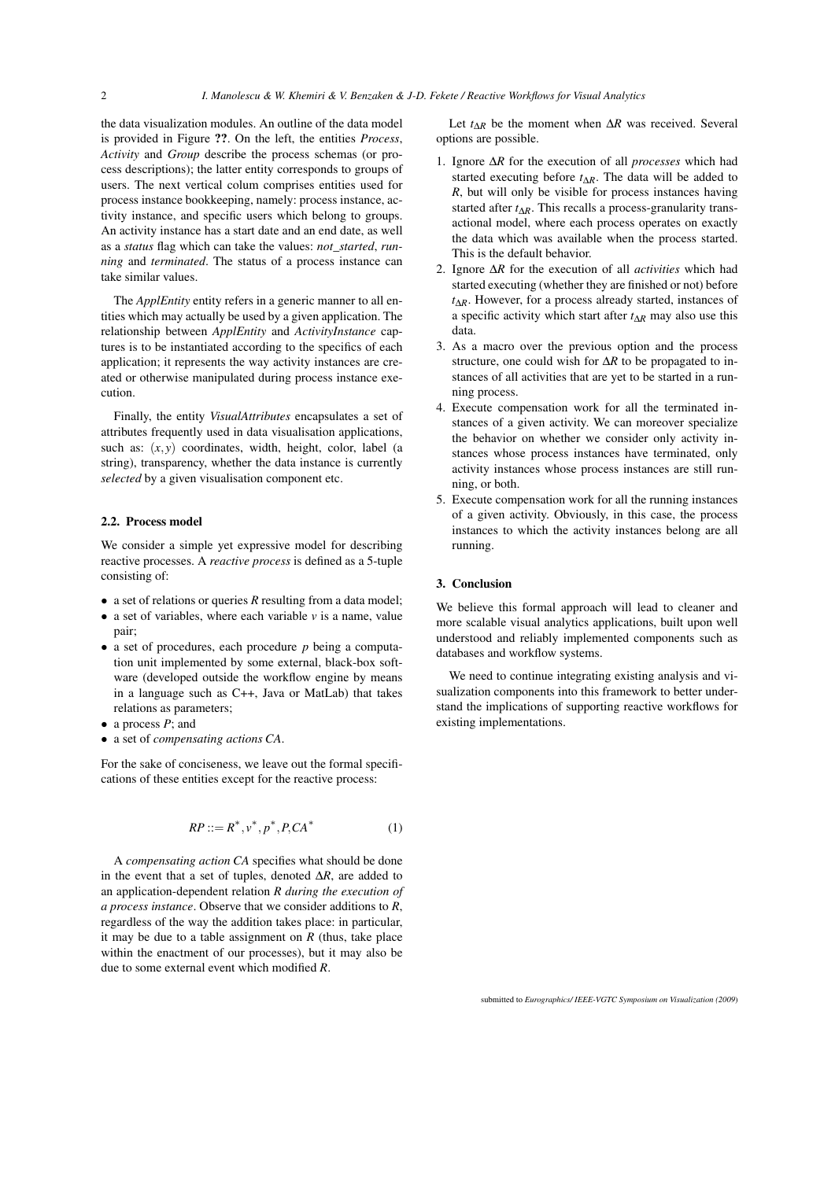the data visualization modules. An outline of the data model is provided in Figure **??**. On the left, the entities *Process*, *Activity* and *Group* describe the process schemas (or process descriptions); the latter entity corresponds to groups of users. The next vertical colum comprises entities used for process instance bookkeeping, namely: process instance, activity instance, and specific users which belong to groups. An activity instance has a start date and an end date, as well as a *status* flag which can take the values: *not_started*, *running* and *terminated*. The status of a process instance can take similar values.

The *ApplEntity* entity refers in a generic manner to all entities which may actually be used by a given application. The relationship between *ApplEntity* and *ActivityInstance* captures is to be instantiated according to the specifics of each application; it represents the way activity instances are created or otherwise manipulated during process instance execution.

Finally, the entity *VisualAttributes* encapsulates a set of attributes frequently used in data visualisation applications, such as: $(x,y)$ coordinates, width, height, color, label (a string), transparency, whether the data instance is currently *selected* by a given visualisation component etc.

### 2.2. Process model

We consider a simple yet expressive model for describing reactive processes. A *reactive process* is defined as a 5-tuple consisting of:

- a set of relations or queries $R$ resulting from a data model;
- a set of variables, where each variable $v$ is a name, value pair;
- a set of procedures, each procedure $p$ being a computation unit implemented by some external, black-box software (developed outside the workflow engine by means in a language such as C++, Java or MatLab) that takes relations as parameters;
- a process $P$; and
- a set of *compensating actions* $CA$.

For the sake of conciseness, we leave out the formal specifications of these entities except for the reactive process:

$$RP ::= R^*, v^*, p^*, P, CA^* \tag{1}$$

A *compensating action* $CA$ specifies what should be done in the event that a set of tuples, denoted $\Delta R$, are added to an application-dependent relation $R$ *during the execution of a process instance*. Observe that we consider additions to $R$, regardless of the way the addition takes place: in particular, it may be due to a table assignment on $R$ (thus, take place within the enactment of our processes), but it may also be due to some external event which modified $R$.

Let $t_{\Delta R}$ be the moment when $\Delta R$ was received. Several options are possible.

1. Ignore $\Delta R$ for the execution of all *processes* which had started executing before $t_{\Delta R}$. The data will be added to $R$, but will only be visible for process instances having started after $t_{\Delta R}$. This recalls a process-granularity transactional model, where each process operates on exactly the data which was available when the process started. This is the default behavior.
2. Ignore $\Delta R$ for the execution of all *activities* which had started executing (whether they are finished or not) before $t_{\Delta R}$. However, for a process already started, instances of a specific activity which start after $t_{\Delta R}$ may also use this data.
3. As a macro over the previous option and the process structure, one could wish for $\Delta R$ to be propagated to instances of all activities that are yet to be started in a running process.
4. Execute compensation work for all the terminated instances of a given activity. We can moreover specialize the behavior on whether we consider only activity instances whose process instances have terminated, only activity instances whose process instances are still running, or both.
5. Execute compensation work for all the running instances of a given activity. Obviously, in this case, the process instances to which the activity instances belong are all running.

## 3. Conclusion

We believe this formal approach will lead to cleaner and more scalable visual analytics applications, built upon well understood and reliably implemented components such as databases and workflow systems.

We need to continue integrating existing analysis and visualization components into this framework to better understand the implications of supporting reactive workflows for existing implementations.